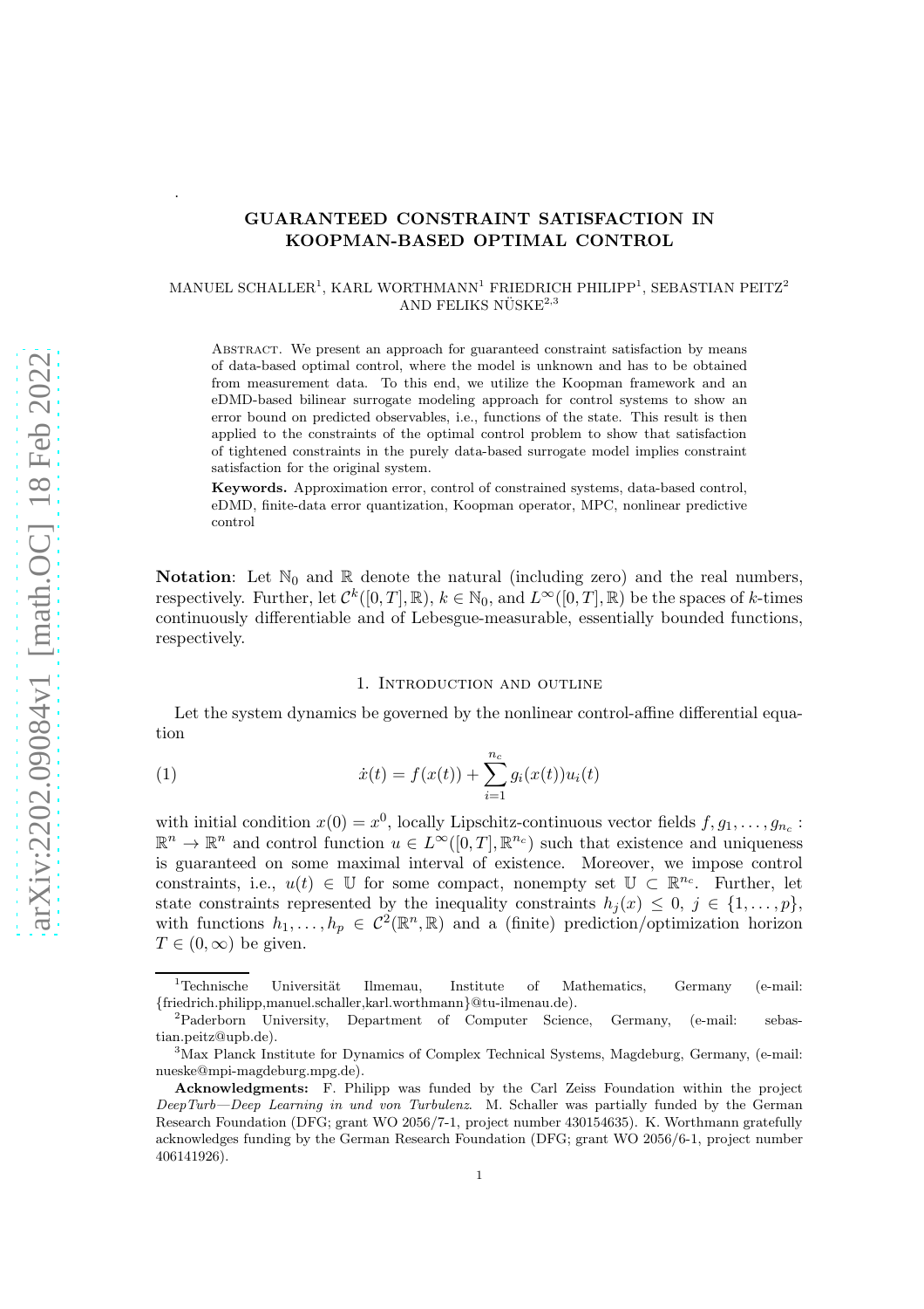# GUARANTEED CONSTRAINT SATISFACTION IN KOOPMAN-BASED OPTIMAL CONTROL

MANUEL SCHALLER[1], KARL WORTHMANN[1] FRIEDRICH PHILIPP[1], SEBASTIAN PEITZ[2] AND FELIKS NÜSKE[2,3]

Abstract. We present an approach for guaranteed constraint satisfaction by means of data-based optimal control, where the model is unknown and has to be obtained from measurement data. To this end, we utilize the Koopman framework and an eDMD-based bilinear surrogate modeling approach for control systems to show an error bound on predicted observables, i.e., functions of the state. This result is then applied to the constraints of the optimal control problem to show that satisfaction of tightened constraints in the purely data-based surrogate model implies constraint satisfaction for the original system.

**Keywords.** Approximation error, control of constrained systems, data-based control, eDMD, finite-data error quantization, Koopman operator, MPC, nonlinear predictive control

**Notation**: Let $\mathbb{N}_0$ and $\mathbb{R}$ denote the natural (including zero) and the real numbers, respectively. Further, let $\mathcal{C}^k([0,T],\mathbb{R})$, $k \in \mathbb{N}_0$, and $L^\infty([0,T],\mathbb{R})$ be the spaces of $k$-times continuously differentiable and of Lebesgue-measurable, essentially bounded functions, respectively.

## 1. Introduction and outline

Let the system dynamics be governed by the nonlinear control-affine differential equation

$$\dot{x}(t) = f(x(t)) + \sum_{i=1}^{n_c} g_i(x(t))u_i(t) \tag{1}$$

with initial condition $x(0) = x^0$, locally Lipschitz-continuous vector fields $f, g_1, \ldots, g_{n_c} : \mathbb{R}^n \to \mathbb{R}^n$ and control function $u \in L^\infty([0,T],\mathbb{R}^{n_c})$ such that existence and uniqueness is guaranteed on some maximal interval of existence. Moreover, we impose control constraints, i.e., $u(t) \in \mathbb{U}$ for some compact, nonempty set $\mathbb{U} \subset \mathbb{R}^{n_c}$. Further, let state constraints represented by the inequality constraints $h_j(x) \leq 0$, $j \in \{1,\ldots,p\}$, with functions $h_1, \ldots, h_p \in \mathcal{C}^2(\mathbb{R}^n,\mathbb{R})$ and a (finite) prediction/optimization horizon $T \in (0,\infty)$ be given.

[1]Technische Universität Ilmemau, Institute of Mathematics, Germany (e-mail: {friedrich.philipp,manuel.schaller,karl.worthmann}@tu-ilmenau.de).

[2]Paderborn University, Department of Computer Science, Germany, (e-mail: sebastian.peitz@upb.de).

[3]Max Planck Institute for Dynamics of Complex Technical Systems, Magdeburg, Germany, (e-mail: nueske@mpi-magdeburg.mpg.de).

**Acknowledgments:** F. Philipp was funded by the Carl Zeiss Foundation within the project *DeepTurb—Deep Learning in und von Turbulenz*. M. Schaller was partially funded by the German Research Foundation (DFG; grant WO 2056/7-1, project number 430154635). K. Worthmann gratefully acknowledges funding by the German Research Foundation (DFG; grant WO 2056/6-1, project number 406141926).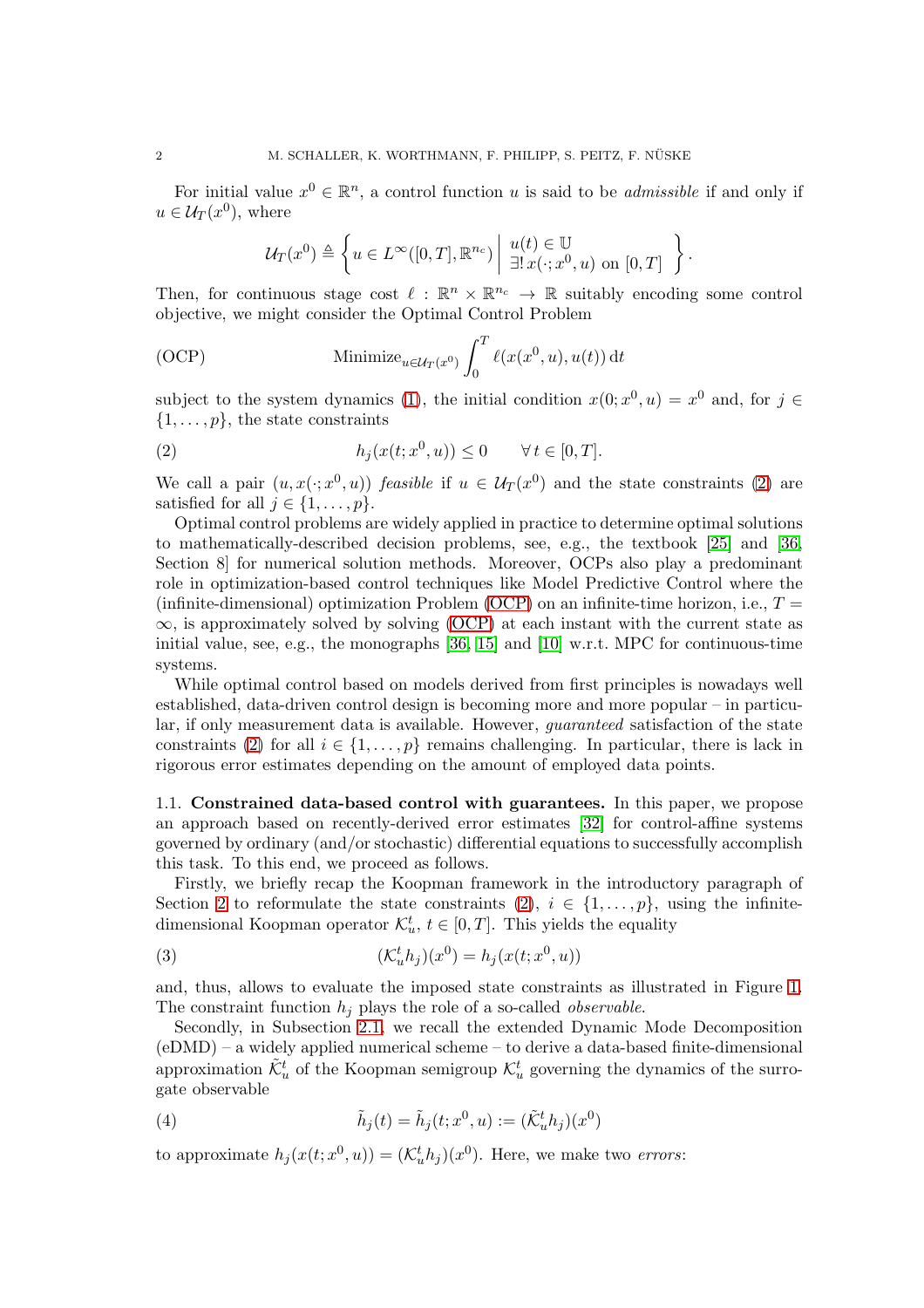For initial value $x^0 \in \mathbb{R}^n$, a control function $u$ is said to be *admissible* if and only if $u \in \mathcal{U}_T(x^0)$, where

$$\mathcal{U}_T(x^0) \triangleq \left\{ u \in L^\infty([0,T], \mathbb{R}^{n_c}) \;\middle|\; \begin{array}{l} u(t) \in \mathbb{U} \\ \exists!\, x(\cdot; x^0, u) \text{ on } [0,T] \end{array} \right\}.$$

Then, for continuous stage cost $\ell : \mathbb{R}^n \times \mathbb{R}^{n_c} \to \mathbb{R}$ suitably encoding some control objective, we might consider the Optimal Control Problem

$$\text{(OCP)} \qquad \text{Minimize}_{u \in \mathcal{U}_T(x^0)} \int_0^T \ell(x(x^0, u), u(t))\, \mathrm{d}t$$

subject to the system dynamics (1), the initial condition $x(0; x^0, u) = x^0$ and, for $j \in \{1, \ldots, p\}$, the state constraints

$$h_j(x(t; x^0, u)) \leq 0 \qquad \forall\, t \in [0, T]. \tag{2}$$

We call a pair $(u, x(\cdot; x^0, u))$ *feasible* if $u \in \mathcal{U}_T(x^0)$ and the state constraints (2) are satisfied for all $j \in \{1, \ldots, p\}$.

Optimal control problems are widely applied in practice to determine optimal solutions to mathematically-described decision problems, see, e.g., the textbook [25] and [36, Section 8] for numerical solution methods. Moreover, OCPs also play a predominant role in optimization-based control techniques like Model Predictive Control where the (infinite-dimensional) optimization Problem (OCP) on an infinite-time horizon, i.e., $T = \infty$, is approximately solved by solving (OCP) at each instant with the current state as initial value, see, e.g., the monographs [36, 15] and [10] w.r.t. MPC for continuous-time systems.

While optimal control based on models derived from first principles is nowadays well established, data-driven control design is becoming more and more popular – in particular, if only measurement data is available. However, *guaranteed* satisfaction of the state constraints (2) for all $i \in \{1, \ldots, p\}$ remains challenging. In particular, there is lack in rigorous error estimates depending on the amount of employed data points.

**1.1. Constrained data-based control with guarantees.** In this paper, we propose an approach based on recently-derived error estimates [32] for control-affine systems governed by ordinary (and/or stochastic) differential equations to successfully accomplish this task. To this end, we proceed as follows.

Firstly, we briefly recap the Koopman framework in the introductory paragraph of Section 2 to reformulate the state constraints (2), $i \in \{1, \ldots, p\}$, using the infinite-dimensional Koopman operator $\mathcal{K}_u^t$, $t \in [0, T]$. This yields the equality

$$(\mathcal{K}_u^t h_j)(x^0) = h_j(x(t; x^0, u)) \tag{3}$$

and, thus, allows to evaluate the imposed state constraints as illustrated in Figure 1. The constraint function $h_j$ plays the role of a so-called *observable*.

Secondly, in Subsection 2.1, we recall the extended Dynamic Mode Decomposition (eDMD) – a widely applied numerical scheme – to derive a data-based finite-dimensional approximation $\tilde{\mathcal{K}}_u^t$ of the Koopman semigroup $\mathcal{K}_u^t$ governing the dynamics of the surrogate observable

$$\tilde{h}_j(t) = \tilde{h}_j(t; x^0, u) := (\tilde{\mathcal{K}}_u^t h_j)(x^0) \tag{4}$$

to approximate $h_j(x(t; x^0, u)) = (\mathcal{K}_u^t h_j)(x^0)$. Here, we make two *errors*: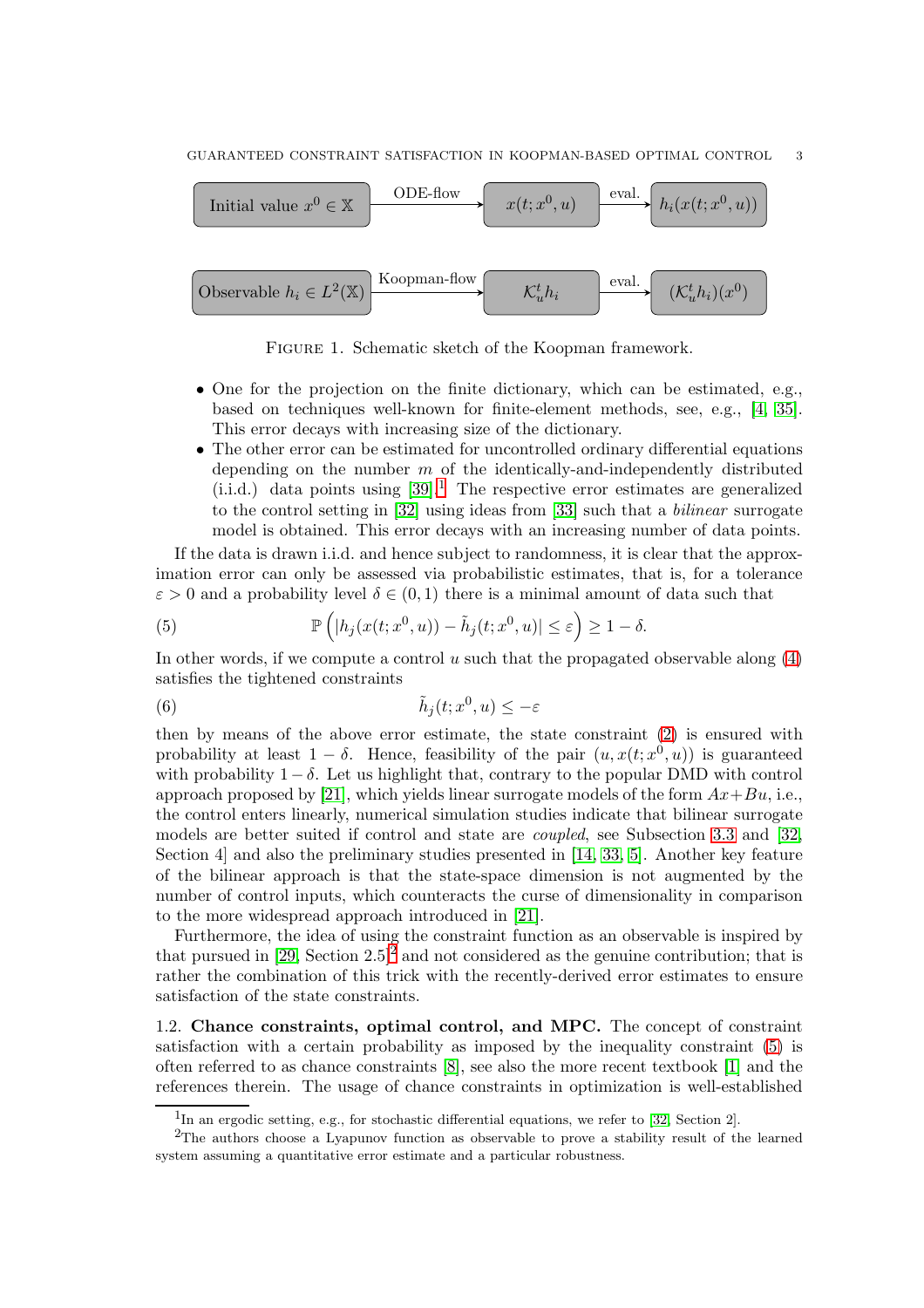Initial value $x^0 \in \mathbb{X}$ —ODE-flow→ $x(t; x^0, u)$ —eval.→ $h_i(x(t; x^0, u))$

Observable $h_i \in L^2(\mathbb{X})$ —Koopman-flow→ $\mathcal{K}_u^t h_i$ —eval.→ $(\mathcal{K}_u^t h_i)(x^0)$

Figure 1. Schematic sketch of the Koopman framework.

- One for the projection on the finite dictionary, which can be estimated, e.g., based on techniques well-known for finite-element methods, see, e.g., [4, 35]. This error decays with increasing size of the dictionary.
- The other error can be estimated for uncontrolled ordinary differential equations depending on the number $m$ of the identically-and-independently distributed (i.i.d.) data points using [39].[1] The respective error estimates are generalized to the control setting in [32] using ideas from [33] such that a *bilinear* surrogate model is obtained. This error decays with an increasing number of data points.

If the data is drawn i.i.d. and hence subject to randomness, it is clear that the approximation error can only be assessed via probabilistic estimates, that is, for a tolerance $\varepsilon > 0$ and a probability level $\delta \in (0, 1)$ there is a minimal amount of data such that

$$\mathbb{P}\left(|h_j(x(t; x^0, u)) - \tilde{h}_j(t; x^0, u)| \le \varepsilon\right) \ge 1 - \delta. \tag{5}$$

In other words, if we compute a control $u$ such that the propagated observable along (4) satisfies the tightened constraints

$$\tilde{h}_j(t; x^0, u) \le -\varepsilon \tag{6}$$

then by means of the above error estimate, the state constraint (2) is ensured with probability at least $1 - \delta$. Hence, feasibility of the pair $(u, x(t; x^0, u))$ is guaranteed with probability $1 - \delta$. Let us highlight that, contrary to the popular DMD with control approach proposed by [21], which yields linear surrogate models of the form $Ax + Bu$, i.e., the control enters linearly, numerical simulation studies indicate that bilinear surrogate models are better suited if control and state are *coupled*, see Subsection 3.3 and [32, Section 4] and also the preliminary studies presented in [14, 33, 5]. Another key feature of the bilinear approach is that the state-space dimension is not augmented by the number of control inputs, which counteracts the curse of dimensionality in comparison to the more widespread approach introduced in [21].

Furthermore, the idea of using the constraint function as an observable is inspired by that pursued in [29, Section 2.5][2] and not considered as the genuine contribution; that is rather the combination of this trick with the recently-derived error estimates to ensure satisfaction of the state constraints.

## 1.2. Chance constraints, optimal control, and MPC.

The concept of constraint satisfaction with a certain probability as imposed by the inequality constraint (5) is often referred to as chance constraints [8], see also the more recent textbook [1] and the references therein. The usage of chance constraints in optimization is well-established

[1] In an ergodic setting, e.g., for stochastic differential equations, we refer to [32, Section 2].

[2] The authors choose a Lyapunov function as observable to prove a stability result of the learned system assuming a quantitative error estimate and a particular robustness.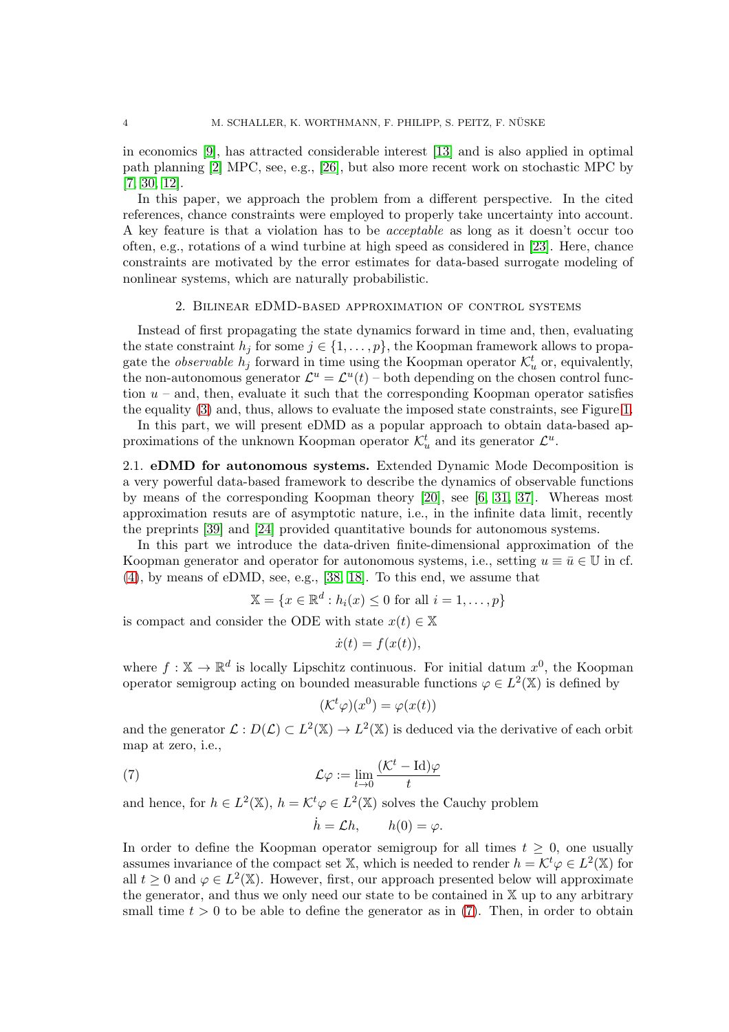in economics [9], has attracted considerable interest [13] and is also applied in optimal path planning [2] MPC, see, e.g., [26], but also more recent work on stochastic MPC by [7, 30, 12].

In this paper, we approach the problem from a different perspective. In the cited references, chance constraints were employed to properly take uncertainty into account. A key feature is that a violation has to be *acceptable* as long as it doesn't occur too often, e.g., rotations of a wind turbine at high speed as considered in [23]. Here, chance constraints are motivated by the error estimates for data-based surrogate modeling of nonlinear systems, which are naturally probabilistic.

## 2. Bilinear eDMD-based approximation of control systems

Instead of first propagating the state dynamics forward in time and, then, evaluating the state constraint $h_j$ for some $j \in \{1, \ldots, p\}$, the Koopman framework allows to propagate the *observable* $h_j$ forward in time using the Koopman operator $\mathcal{K}^t_u$ or, equivalently, the non-autonomous generator $\mathcal{L}^u = \mathcal{L}^u(t)$ – both depending on the chosen control function $u$ – and, then, evaluate it such that the corresponding Koopman operator satisfies the equality (3) and, thus, allows to evaluate the imposed state constraints, see Figure 1.

In this part, we will present eDMD as a popular approach to obtain data-based approximations of the unknown Koopman operator $\mathcal{K}^t_u$ and its generator $\mathcal{L}^u$.

### 2.1. eDMD for autonomous systems.

Extended Dynamic Mode Decomposition is a very powerful data-based framework to describe the dynamics of observable functions by means of the corresponding Koopman theory [20], see [6, 31, 37]. Whereas most approximation resuts are of asymptotic nature, i.e., in the infinite data limit, recently the preprints [39] and [24] provided quantitative bounds for autonomous systems.

In this part we introduce the data-driven finite-dimensional approximation of the Koopman generator and operator for autonomous systems, i.e., setting $u \equiv \bar{u} \in \mathbb{U}$ in cf. (4), by means of eDMD, see, e.g., [38, 18]. To this end, we assume that

$$\mathbb{X} = \{x \in \mathbb{R}^d : h_i(x) \leq 0 \text{ for all } i = 1, \ldots, p\}$$

is compact and consider the ODE with state $x(t) \in \mathbb{X}$

$$\dot{x}(t) = f(x(t)),$$

where $f : \mathbb{X} \to \mathbb{R}^d$ is locally Lipschitz continuous. For initial datum $x^0$, the Koopman operator semigroup acting on bounded measurable functions $\varphi \in L^2(\mathbb{X})$ is defined by

$$(\mathcal{K}^t \varphi)(x^0) = \varphi(x(t))$$

and the generator $\mathcal{L} : D(\mathcal{L}) \subset L^2(\mathbb{X}) \to L^2(\mathbb{X})$ is deduced via the derivative of each orbit map at zero, i.e.,

$$\mathcal{L}\varphi := \lim_{t \to 0} \frac{(\mathcal{K}^t - \mathrm{Id})\varphi}{t} \tag{7}$$

and hence, for $h \in L^2(\mathbb{X})$, $h = \mathcal{K}^t \varphi \in L^2(\mathbb{X})$ solves the Cauchy problem

$$\dot{h} = \mathcal{L}h, \qquad h(0) = \varphi.$$

In order to define the Koopman operator semigroup for all times $t \geq 0$, one usually assumes invariance of the compact set $\mathbb{X}$, which is needed to render $h = \mathcal{K}^t \varphi \in L^2(\mathbb{X})$ for all $t \geq 0$ and $\varphi \in L^2(\mathbb{X})$. However, first, our approach presented below will approximate the generator, and thus we only need our state to be contained in $\mathbb{X}$ up to any arbitrary small time $t > 0$ to be able to define the generator as in (7). Then, in order to obtain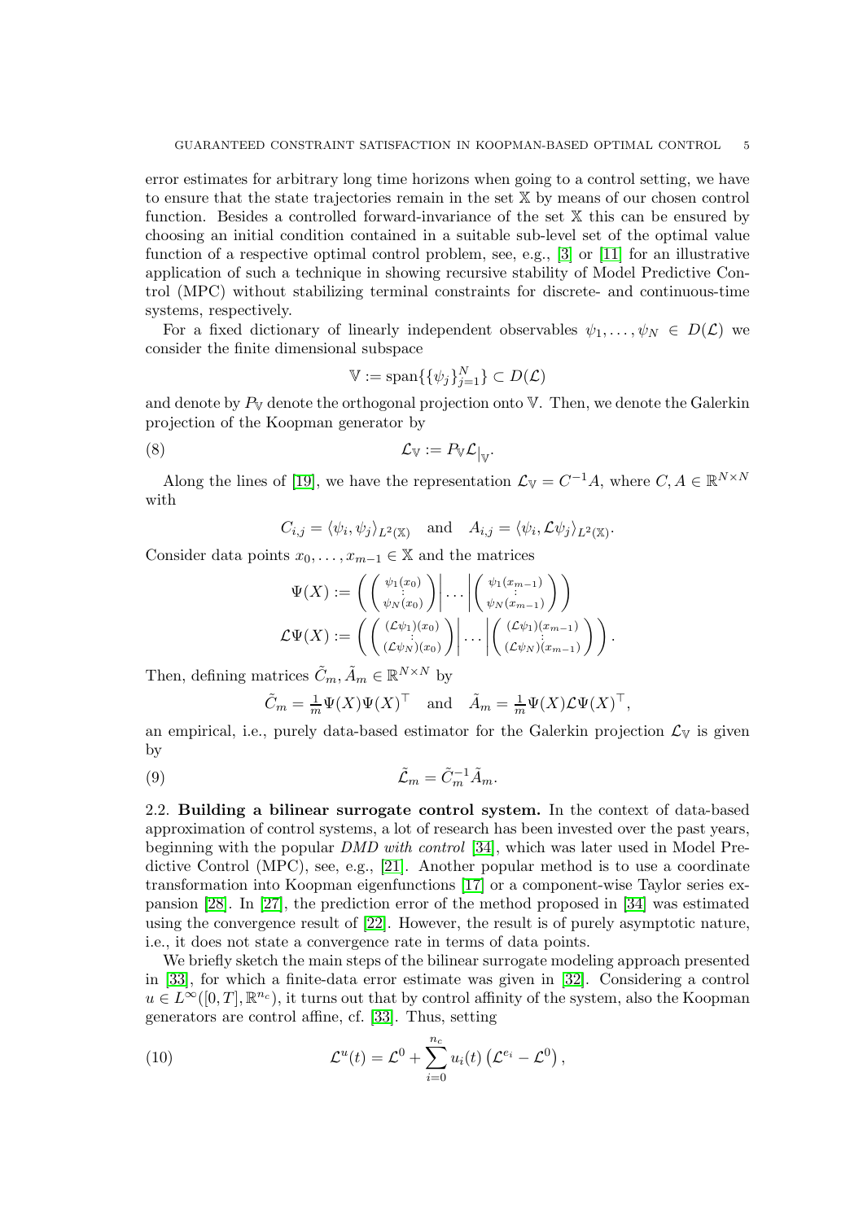error estimates for arbitrary long time horizons when going to a control setting, we have to ensure that the state trajectories remain in the set $\mathbb{X}$ by means of our chosen control function. Besides a controlled forward-invariance of the set $\mathbb{X}$ this can be ensured by choosing an initial condition contained in a suitable sub-level set of the optimal value function of a respective optimal control problem, see, e.g., [3] or [11] for an illustrative application of such a technique in showing recursive stability of Model Predictive Control (MPC) without stabilizing terminal constraints for discrete- and continuous-time systems, respectively.

For a fixed dictionary of linearly independent observables $\psi_1, \ldots, \psi_N \in D(\mathcal{L})$ we consider the finite dimensional subspace

$$\mathbb{V} := \operatorname{span}\{\{\psi_j\}_{j=1}^N\} \subset D(\mathcal{L})$$

and denote by $P_{\mathbb{V}}$ denote the orthogonal projection onto $\mathbb{V}$. Then, we denote the Galerkin projection of the Koopman generator by

$$\mathcal{L}_{\mathbb{V}} := P_{\mathbb{V}} \mathcal{L}_{|_{\mathbb{V}}}. \tag{8}$$

Along the lines of [19], we have the representation $\mathcal{L}_{\mathbb{V}} = C^{-1}A$, where $C, A \in \mathbb{R}^{N \times N}$ with

$$C_{i,j} = \langle \psi_i, \psi_j \rangle_{L^2(\mathbb{X})} \quad \text{and} \quad A_{i,j} = \langle \psi_i, \mathcal{L}\psi_j \rangle_{L^2(\mathbb{X})}.$$

Consider data points $x_0, \ldots, x_{m-1} \in \mathbb{X}$ and the matrices

$$\Psi(X) := \left( \begin{pmatrix} \psi_1(x_0) \\ \vdots \\ \psi_N(x_0) \end{pmatrix} \middle| \ldots \middle| \begin{pmatrix} \psi_1(x_{m-1}) \\ \vdots \\ \psi_N(x_{m-1}) \end{pmatrix} \right)$$

$$\mathcal{L}\Psi(X) := \left( \begin{pmatrix} (\mathcal{L}\psi_1)(x_0) \\ \vdots \\ (\mathcal{L}\psi_N)(x_0) \end{pmatrix} \middle| \ldots \middle| \begin{pmatrix} (\mathcal{L}\psi_1)(x_{m-1}) \\ \vdots \\ (\mathcal{L}\psi_N)(x_{m-1}) \end{pmatrix} \right).$$

Then, defining matrices $\tilde{C}_m, \tilde{A}_m \in \mathbb{R}^{N \times N}$ by

$$\tilde{C}_m = \tfrac{1}{m}\Psi(X)\Psi(X)^\top \quad \text{and} \quad \tilde{A}_m = \tfrac{1}{m}\Psi(X)\mathcal{L}\Psi(X)^\top,$$

an empirical, i.e., purely data-based estimator for the Galerkin projection $\mathcal{L}_{\mathbb{V}}$ is given by

$$\tilde{\mathcal{L}}_m = \tilde{C}_m^{-1}\tilde{A}_m. \tag{9}$$

**2.2. Building a bilinear surrogate control system.** In the context of data-based approximation of control systems, a lot of research has been invested over the past years, beginning with the popular *DMD with control* [34], which was later used in Model Predictive Control (MPC), see, e.g., [21]. Another popular method is to use a coordinate transformation into Koopman eigenfunctions [17] or a component-wise Taylor series expansion [28]. In [27], the prediction error of the method proposed in [34] was estimated using the convergence result of [22]. However, the result is of purely asymptotic nature, i.e., it does not state a convergence rate in terms of data points.

We briefly sketch the main steps of the bilinear surrogate modeling approach presented in [33], for which a finite-data error estimate was given in [32]. Considering a control $u \in L^\infty([0,T], \mathbb{R}^{n_c})$, it turns out that by control affinity of the system, also the Koopman generators are control affine, cf. [33]. Thus, setting

$$\mathcal{L}^u(t) = \mathcal{L}^0 + \sum_{i=0}^{n_c} u_i(t) \left(\mathcal{L}^{e_i} - \mathcal{L}^0\right), \tag{10}$$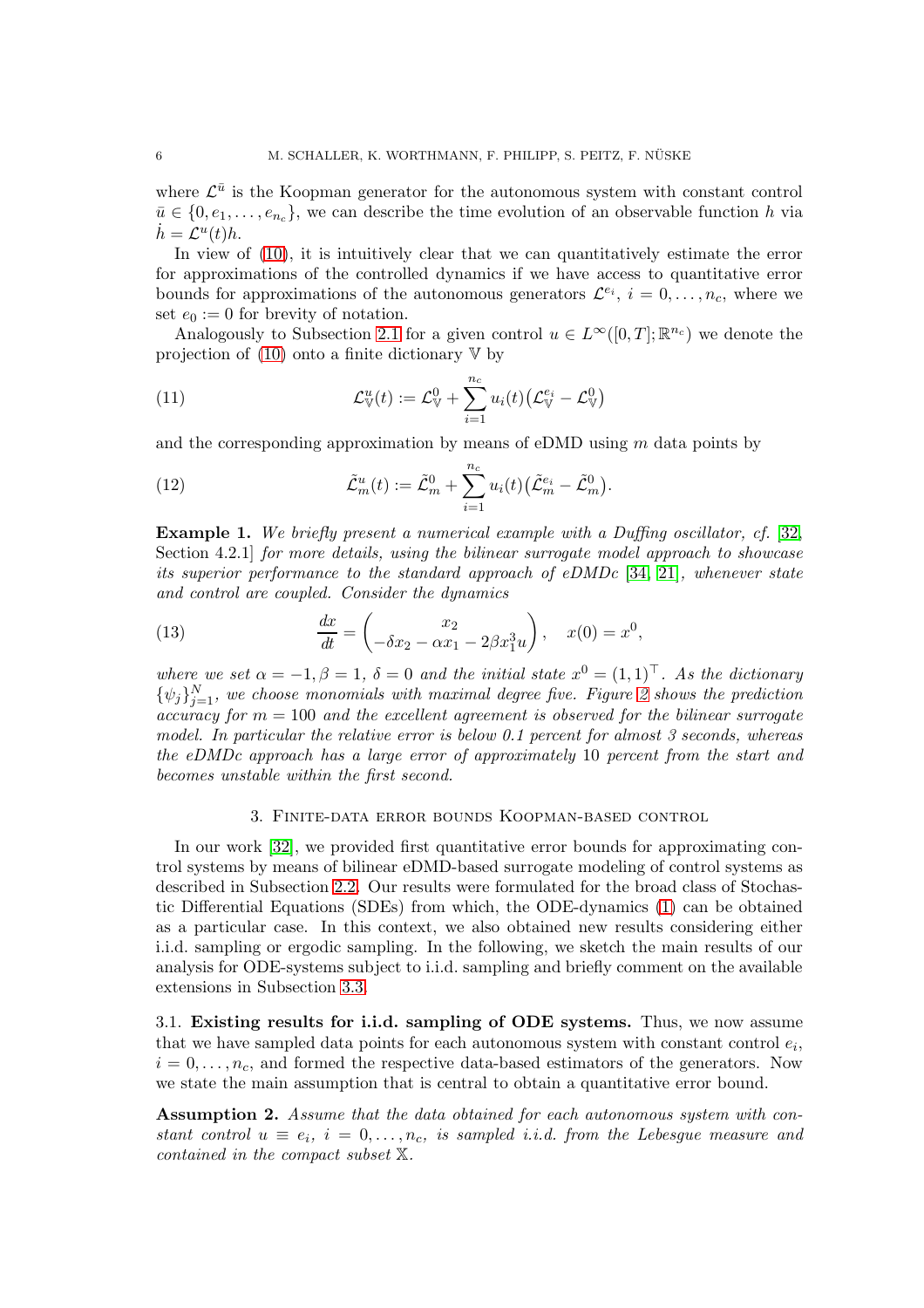where $\mathcal{L}^{\bar{u}}$ is the Koopman generator for the autonomous system with constant control $\bar{u} \in \{0, e_1, \ldots, e_{n_c}\}$, we can describe the time evolution of an observable function $h$ via $\dot{h} = \mathcal{L}^u(t)h$.

In view of (10), it is intuitively clear that we can quantitatively estimate the error for approximations of the controlled dynamics if we have access to quantitative error bounds for approximations of the autonomous generators $\mathcal{L}^{e_i}$, $i = 0, \ldots, n_c$, where we set $e_0 := 0$ for brevity of notation.

Analogously to Subsection 2.1 for a given control $u \in L^\infty([0,T];\mathbb{R}^{n_c})$ we denote the projection of (10) onto a finite dictionary $\mathbb{V}$ by

$$\mathcal{L}^u_{\mathbb{V}}(t) := \mathcal{L}^0_{\mathbb{V}} + \sum_{i=1}^{n_c} u_i(t)\big(\mathcal{L}^{e_i}_{\mathbb{V}} - \mathcal{L}^0_{\mathbb{V}}\big) \tag{11}$$

and the corresponding approximation by means of eDMD using $m$ data points by

$$\tilde{\mathcal{L}}^u_m(t) := \tilde{\mathcal{L}}^0_m + \sum_{i=1}^{n_c} u_i(t)\big(\tilde{\mathcal{L}}^{e_i}_m - \tilde{\mathcal{L}}^0_m\big). \tag{12}$$

**Example 1.** *We briefly present a numerical example with a Duffing oscillator, cf.* [32, Section 4.2.1] *for more details, using the bilinear surrogate model approach to showcase its superior performance to the standard approach of eDMDc* [34, 21]*, whenever state and control are coupled. Consider the dynamics*

$$\frac{dx}{dt} = \begin{pmatrix} x_2 \\ -\delta x_2 - \alpha x_1 - 2\beta x_1^3 u \end{pmatrix}, \quad x(0) = x^0, \tag{13}$$

*where we set $\alpha = -1, \beta = 1$, $\delta = 0$ and the initial state $x^0 = (1,1)^\top$. As the dictionary $\{\psi_j\}_{j=1}^N$, we choose monomials with maximal degree five. Figure 2 shows the prediction accuracy for $m = 100$ and the excellent agreement is observed for the bilinear surrogate model. In particular the relative error is below 0.1 percent for almost 3 seconds, whereas the eDMDc approach has a large error of approximately* 10 *percent from the start and becomes unstable within the first second.*

## 3. Finite-data error bounds Koopman-based control

In our work [32], we provided first quantitative error bounds for approximating control systems by means of bilinear eDMD-based surrogate modeling of control systems as described in Subsection 2.2. Our results were formulated for the broad class of Stochastic Differential Equations (SDEs) from which, the ODE-dynamics (1) can be obtained as a particular case. In this context, we also obtained new results considering either i.i.d. sampling or ergodic sampling. In the following, we sketch the main results of our analysis for ODE-systems subject to i.i.d. sampling and briefly comment on the available extensions in Subsection 3.3.

### 3.1. Existing results for i.i.d. sampling of ODE systems.

Thus, we now assume that we have sampled data points for each autonomous system with constant control $e_i$, $i = 0, \ldots, n_c$, and formed the respective data-based estimators of the generators. Now we state the main assumption that is central to obtain a quantitative error bound.

**Assumption 2.** *Assume that the data obtained for each autonomous system with constant control $u \equiv e_i$, $i = 0, \ldots, n_c$, is sampled i.i.d. from the Lebesgue measure and contained in the compact subset $\mathbb{X}$.*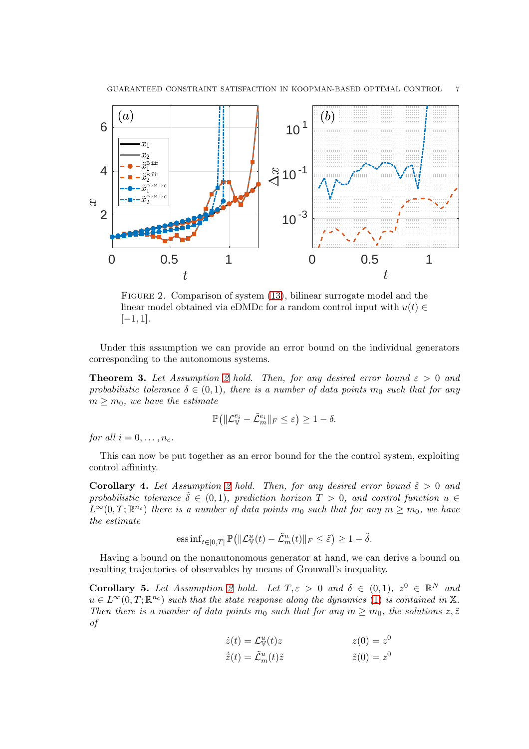FIGURE 2. Comparison of system (13), bilinear surrogate model and the linear model obtained via eDMDc for a random control input with $u(t) \in [-1, 1]$.

Under this assumption we can provide an error bound on the individual generators corresponding to the autonomous systems.

**Theorem 3.** *Let Assumption 2 hold. Then, for any desired error bound $\varepsilon > 0$ and probabilistic tolerance $\delta \in (0, 1)$, there is a number of data points $m_0$ such that for any $m \geq m_0$, we have the estimate*

$$\mathbb{P}\big(\|\mathcal{L}_{\mathbb{V}}^{e_i} - \tilde{\mathcal{L}}_m^{e_i}\|_F \leq \varepsilon\big) \geq 1 - \delta.$$

*for all $i = 0, \ldots, n_c$.*

This can now be put together as an error bound for the the control system, exploiting control affininty.

**Corollary 4.** *Let Assumption 2 hold. Then, for any desired error bound $\tilde{\varepsilon} > 0$ and probabilistic tolerance $\tilde{\delta} \in (0, 1)$, prediction horizon $T > 0$, and control function $u \in L^\infty(0, T; \mathbb{R}^{n_c})$ there is a number of data points $m_0$ such that for any $m \geq m_0$, we have the estimate*

$$\operatorname{ess\,inf}_{t \in [0,T]} \mathbb{P}\big(\|\mathcal{L}_{\mathbb{V}}^u(t) - \tilde{\mathcal{L}}_m^u(t)\|_F \leq \tilde{\varepsilon}\big) \geq 1 - \tilde{\delta}.$$

Having a bound on the nonautonomous generator at hand, we can derive a bound on resulting trajectories of observables by means of Gronwall's inequality.

**Corollary 5.** *Let Assumption 2 hold. Let $T, \varepsilon > 0$ and $\delta \in (0, 1)$, $z^0 \in \mathbb{R}^N$ and $u \in L^\infty(0, T; \mathbb{R}^{n_c})$ such that the state response along the dynamics (1) is contained in $\mathbb{X}$. Then there is a number of data points $m_0$ such that for any $m \geq m_0$, the solutions $z, \tilde{z}$ of*

$$\begin{aligned} \dot{z}(t) &= \mathcal{L}_{\mathbb{V}}^u(t)z & z(0) &= z^0 \\ \dot{\tilde{z}}(t) &= \tilde{\mathcal{L}}_m^u(t)\tilde{z} & \tilde{z}(0) &= z^0 \end{aligned}$$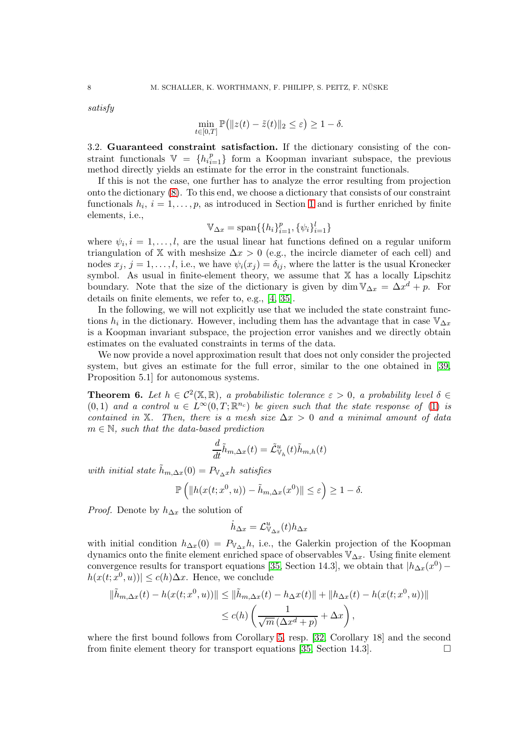*satisfy*

$$\min_{t\in[0,T]} \mathbb{P}\big(\|z(t)-\tilde{z}(t)\|_2 \le \varepsilon\big) \ge 1-\delta.$$

3.2. **Guaranteed constraint satisfaction.** If the dictionary consisting of the constraint functionals $\mathbb{V} = \{h_{i=1}^p\}$ form a Koopman invariant subspace, the previous method directly yields an estimate for the error in the constraint functionals.

If this is not the case, one further has to analyze the error resulting from projection onto the dictionary (8). To this end, we choose a dictionary that consists of our constraint functionals $h_i$, $i = 1,\ldots,p$, as introduced in Section 1 and is further enriched by finite elements, i.e.,

$$\mathbb{V}_{\Delta x} = \operatorname{span}\{\{h_i\}_{i=1}^p, \{\psi_i\}_{i=1}^l\}$$

where $\psi_i, i = 1,\ldots,l$, are the usual linear hat functions defined on a regular uniform triangulation of $\mathbb{X}$ with meshsize $\Delta x > 0$ (e.g., the incircle diameter of each cell) and nodes $x_j$, $j = 1,\ldots,l$, i.e., we have $\psi_i(x_j) = \delta_{ij}$, where the latter is the usual Kronecker symbol. As usual in finite-element theory, we assume that $\mathbb{X}$ has a locally Lipschitz boundary. Note that the size of the dictionary is given by $\dim \mathbb{V}_{\Delta x} = \Delta x^d + p$. For details on finite elements, we refer to, e.g., [4, 35].

In the following, we will not explicitly use that we included the state constraint functions $h_i$ in the dictionary. However, including them has the advantage that in case $\mathbb{V}_{\Delta x}$ is a Koopman invariant subspace, the projection error vanishes and we directly obtain estimates on the evaluated constraints in terms of the data.

We now provide a novel approximation result that does not only consider the projected system, but gives an estimate for the full error, similar to the one obtained in [39, Proposition 5.1] for autonomous systems.

**Theorem 6.** *Let $h \in \mathcal{C}^2(\mathbb{X},\mathbb{R})$, a probabilistic tolerance $\varepsilon > 0$, a probability level $\delta \in (0,1)$ and a control $u \in L^\infty(0,T;\mathbb{R}^{n_c})$ be given such that the state response of* (1) *is contained in $\mathbb{X}$. Then, there is a mesh size $\Delta x > 0$ and a minimal amount of data $m \in \mathbb{N}$, such that the data-based prediction*

$$\frac{d}{dt}\tilde{h}_{m,\Delta x}(t) = \tilde{\mathcal{L}}^u_{\mathbb{V}_h}(t)\tilde{h}_{m,h}(t)$$

*with initial state $\tilde{h}_{m,\Delta x}(0) = P_{\mathbb{V}_\Delta x} h$ satisfies*

$$\mathbb{P}\left(\|h(x(t;x^0,u)) - \tilde{h}_{m,\Delta x}(x^0)\| \le \varepsilon\right) \ge 1-\delta.$$

*Proof.* Denote by $h_{\Delta x}$ the solution of

$$\dot{h}_{\Delta x} = \mathcal{L}^u_{\mathbb{V}_{\Delta x}}(t) h_{\Delta x}$$

with initial condition $h_{\Delta x}(0) = P_{\mathbb{V}_{\Delta x}} h$, i.e., the Galerkin projection of the Koopman dynamics onto the finite element enriched space of observables $\mathbb{V}_{\Delta x}$. Using finite element convergence results for transport equations [35, Section 14.3], we obtain that $|h_{\Delta x}(x^0) - h(x(t;x^0,u))| \le c(h)\Delta x$. Hence, we conclude

$$\begin{aligned}
\|\tilde{h}_{m,\Delta x}(t) - h(x(t;x^0,u))\| &\le \|\tilde{h}_{m,\Delta x}(t) - h_\Delta x(t)\| + \|h_{\Delta x}(t) - h(x(t;x^0,u))\| \\
&\le c(h)\left(\frac{1}{\sqrt{m}\,(\Delta x^d + p)} + \Delta x\right),
\end{aligned}$$

where the first bound follows from Corollary 5, resp. [32, Corollary 18] and the second from finite element theory for transport equations [35, Section 14.3]. $\square$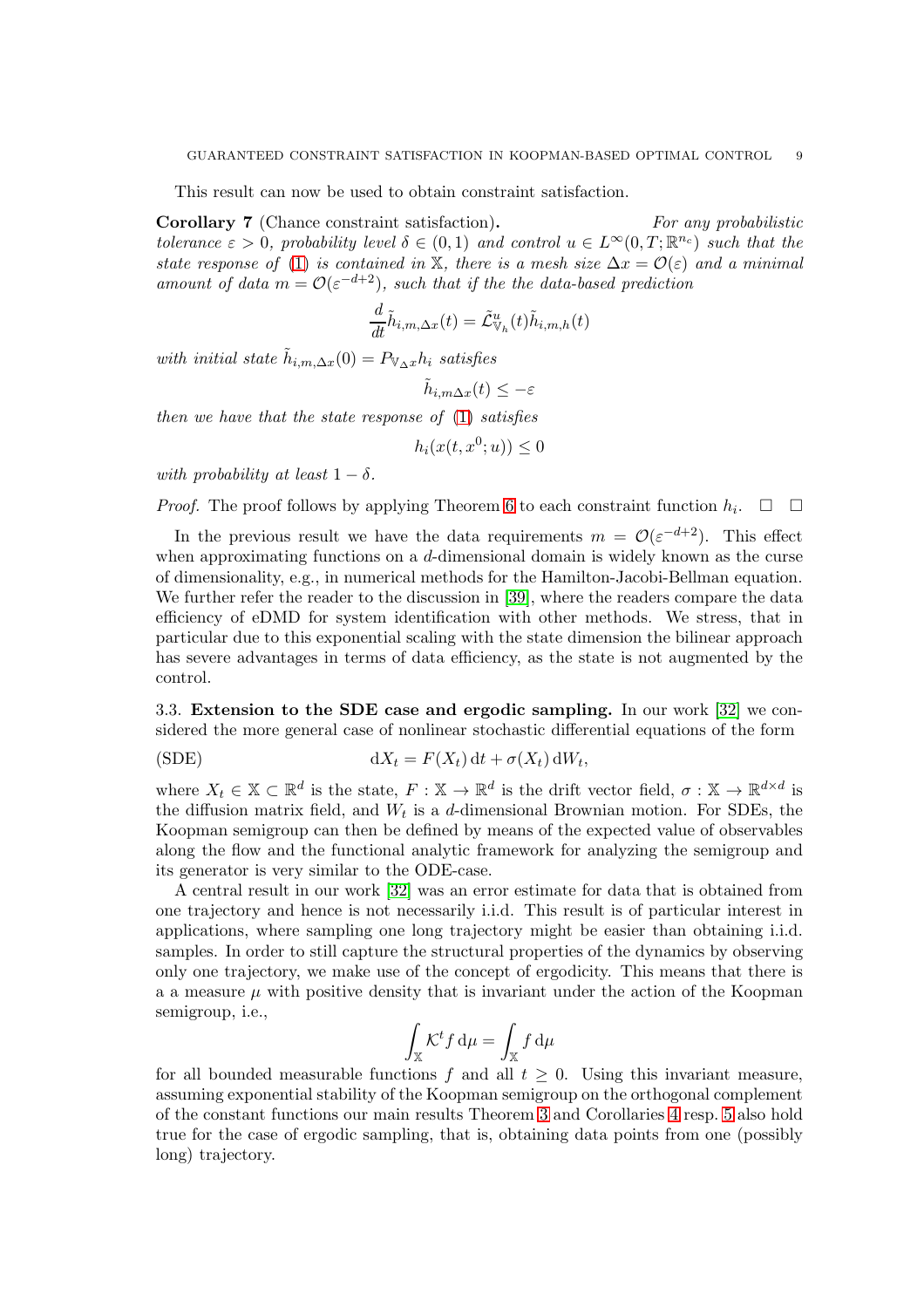This result can now be used to obtain constraint satisfaction.

**Corollary 7** (Chance constraint satisfaction)**.** *For any probabilistic tolerance $\varepsilon > 0$, probability level $\delta \in (0,1)$ and control $u \in L^\infty(0,T;\mathbb{R}^{n_c})$ such that the state response of (1) is contained in $\mathbb{X}$, there is a mesh size $\Delta x = \mathcal{O}(\varepsilon)$ and a minimal amount of data $m = \mathcal{O}(\varepsilon^{-d+2})$, such that if the the data-based prediction*

$$\frac{d}{dt}\tilde{h}_{i,m,\Delta x}(t) = \tilde{\mathcal{L}}^u_{\mathbb{V}_h}(t)\tilde{h}_{i,m,h}(t)$$

*with initial state $\tilde{h}_{i,m,\Delta x}(0) = P_{\mathbb{V}_{\Delta x}} h_i$ satisfies*

$$\tilde{h}_{i,m\Delta x}(t) \leq -\varepsilon$$

*then we have that the state response of (1) satisfies*

$$h_i(x(t,x^0;u)) \leq 0$$

*with probability at least $1-\delta$.*

*Proof.* The proof follows by applying Theorem 6 to each constraint function $h_i$. $\square$ $\square$

In the previous result we have the data requirements $m = \mathcal{O}(\varepsilon^{-d+2})$. This effect when approximating functions on a $d$-dimensional domain is widely known as the curse of dimensionality, e.g., in numerical methods for the Hamilton-Jacobi-Bellman equation. We further refer the reader to the discussion in [39], where the readers compare the data efficiency of eDMD for system identification with other methods. We stress, that in particular due to this exponential scaling with the state dimension the bilinear approach has severe advantages in terms of data efficiency, as the state is not augmented by the control.

### 3.3. Extension to the SDE case and ergodic sampling.

In our work [32] we considered the more general case of nonlinear stochastic differential equations of the form

$$\text{(SDE)} \qquad \mathrm{d}X_t = F(X_t)\,\mathrm{d}t + \sigma(X_t)\,\mathrm{d}W_t,$$

where $X_t \in \mathbb{X} \subset \mathbb{R}^d$ is the state, $F : \mathbb{X} \to \mathbb{R}^d$ is the drift vector field, $\sigma : \mathbb{X} \to \mathbb{R}^{d\times d}$ is the diffusion matrix field, and $W_t$ is a $d$-dimensional Brownian motion. For SDEs, the Koopman semigroup can then be defined by means of the expected value of observables along the flow and the functional analytic framework for analyzing the semigroup and its generator is very similar to the ODE-case.

A central result in our work [32] was an error estimate for data that is obtained from one trajectory and hence is not necessarily i.i.d. This result is of particular interest in applications, where sampling one long trajectory might be easier than obtaining i.i.d. samples. In order to still capture the structural properties of the dynamics by observing only one trajectory, we make use of the concept of ergodicity. This means that there is a a measure $\mu$ with positive density that is invariant under the action of the Koopman semigroup, i.e.,

$$\int_{\mathbb{X}} \mathcal{K}^t f \,\mathrm{d}\mu = \int_{\mathbb{X}} f \,\mathrm{d}\mu$$

for all bounded measurable functions $f$ and all $t \geq 0$. Using this invariant measure, assuming exponential stability of the Koopman semigroup on the orthogonal complement of the constant functions our main results Theorem 3 and Corollaries 4 resp. 5 also hold true for the case of ergodic sampling, that is, obtaining data points from one (possibly long) trajectory.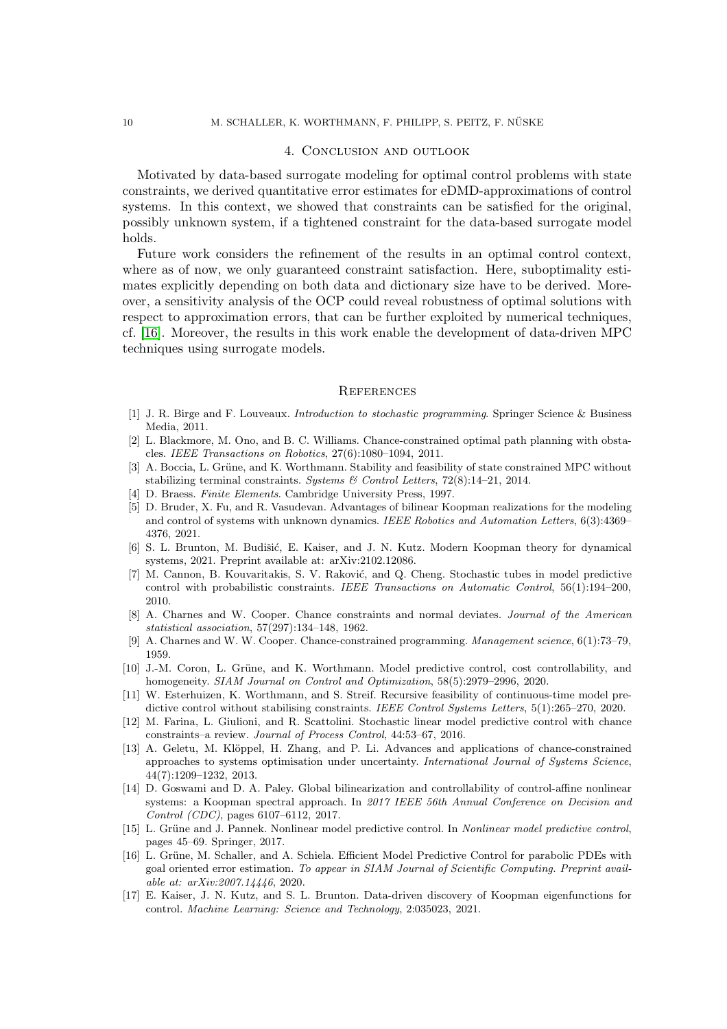## 4. Conclusion and outlook

Motivated by data-based surrogate modeling for optimal control problems with state constraints, we derived quantitative error estimates for eDMD-approximations of control systems. In this context, we showed that constraints can be satisfied for the original, possibly unknown system, if a tightened constraint for the data-based surrogate model holds.

Future work considers the refinement of the results in an optimal control context, where as of now, we only guaranteed constraint satisfaction. Here, suboptimality estimates explicitly depending on both data and dictionary size have to be derived. Moreover, a sensitivity analysis of the OCP could reveal robustness of optimal solutions with respect to approximation errors, that can be further exploited by numerical techniques, cf. [16]. Moreover, the results in this work enable the development of data-driven MPC techniques using surrogate models.

## References

[1] J. R. Birge and F. Louveaux. *Introduction to stochastic programming*. Springer Science & Business Media, 2011.

[2] L. Blackmore, M. Ono, and B. C. Williams. Chance-constrained optimal path planning with obstacles. *IEEE Transactions on Robotics*, 27(6):1080–1094, 2011.

[3] A. Boccia, L. Grüne, and K. Worthmann. Stability and feasibility of state constrained MPC without stabilizing terminal constraints. *Systems & Control Letters*, 72(8):14–21, 2014.

[4] D. Braess. *Finite Elements*. Cambridge University Press, 1997.

[5] D. Bruder, X. Fu, and R. Vasudevan. Advantages of bilinear Koopman realizations for the modeling and control of systems with unknown dynamics. *IEEE Robotics and Automation Letters*, 6(3):4369–4376, 2021.

[6] S. L. Brunton, M. Budišić, E. Kaiser, and J. N. Kutz. Modern Koopman theory for dynamical systems, 2021. Preprint available at: arXiv:2102.12086.

[7] M. Cannon, B. Kouvaritakis, S. V. Raković, and Q. Cheng. Stochastic tubes in model predictive control with probabilistic constraints. *IEEE Transactions on Automatic Control*, 56(1):194–200, 2010.

[8] A. Charnes and W. Cooper. Chance constraints and normal deviates. *Journal of the American statistical association*, 57(297):134–148, 1962.

[9] A. Charnes and W. W. Cooper. Chance-constrained programming. *Management science*, 6(1):73–79, 1959.

[10] J.-M. Coron, L. Grüne, and K. Worthmann. Model predictive control, cost controllability, and homogeneity. *SIAM Journal on Control and Optimization*, 58(5):2979–2996, 2020.

[11] W. Esterhuizen, K. Worthmann, and S. Streif. Recursive feasibility of continuous-time model predictive control without stabilising constraints. *IEEE Control Systems Letters*, 5(1):265–270, 2020.

[12] M. Farina, L. Giulioni, and R. Scattolini. Stochastic linear model predictive control with chance constraints–a review. *Journal of Process Control*, 44:53–67, 2016.

[13] A. Geletu, M. Klöppel, H. Zhang, and P. Li. Advances and applications of chance-constrained approaches to systems optimisation under uncertainty. *International Journal of Systems Science*, 44(7):1209–1232, 2013.

[14] D. Goswami and D. A. Paley. Global bilinearization and controllability of control-affine nonlinear systems: a Koopman spectral approach. In *2017 IEEE 56th Annual Conference on Decision and Control (CDC)*, pages 6107–6112, 2017.

[15] L. Grüne and J. Pannek. Nonlinear model predictive control. In *Nonlinear model predictive control*, pages 45–69. Springer, 2017.

[16] L. Grüne, M. Schaller, and A. Schiela. Efficient Model Predictive Control for parabolic PDEs with goal oriented error estimation. *To appear in SIAM Journal of Scientific Computing. Preprint available at: arXiv:2007.14446*, 2020.

[17] E. Kaiser, J. N. Kutz, and S. L. Brunton. Data-driven discovery of Koopman eigenfunctions for control. *Machine Learning: Science and Technology*, 2:035023, 2021.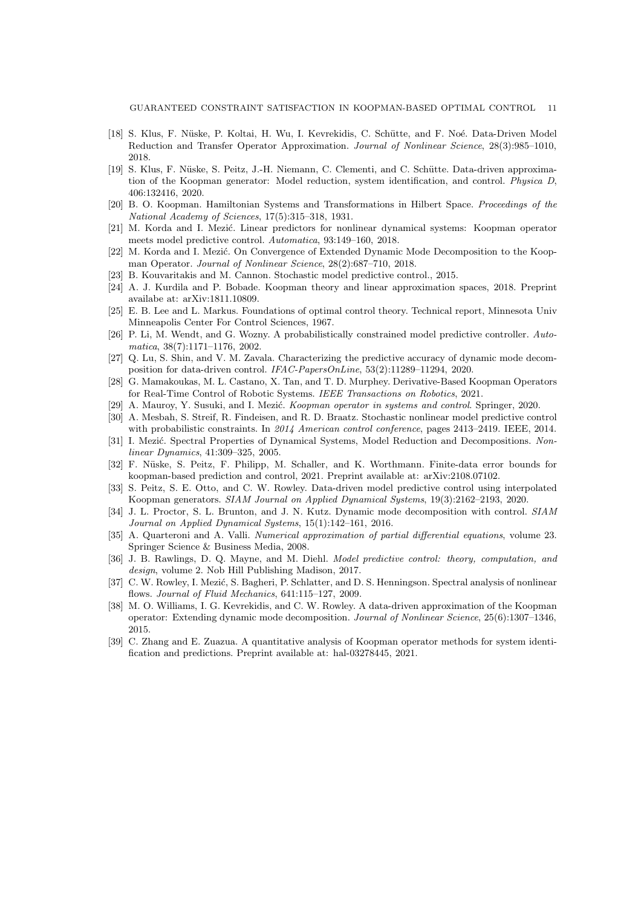[18] S. Klus, F. Nüske, P. Koltai, H. Wu, I. Kevrekidis, C. Schütte, and F. Noé. Data-Driven Model Reduction and Transfer Operator Approximation. *Journal of Nonlinear Science*, 28(3):985–1010, 2018.

[19] S. Klus, F. Nüske, S. Peitz, J.-H. Niemann, C. Clementi, and C. Schütte. Data-driven approximation of the Koopman generator: Model reduction, system identification, and control. *Physica D*, 406:132416, 2020.

[20] B. O. Koopman. Hamiltonian Systems and Transformations in Hilbert Space. *Proceedings of the National Academy of Sciences*, 17(5):315–318, 1931.

[21] M. Korda and I. Mezić. Linear predictors for nonlinear dynamical systems: Koopman operator meets model predictive control. *Automatica*, 93:149–160, 2018.

[22] M. Korda and I. Mezić. On Convergence of Extended Dynamic Mode Decomposition to the Koopman Operator. *Journal of Nonlinear Science*, 28(2):687–710, 2018.

[23] B. Kouvaritakis and M. Cannon. Stochastic model predictive control., 2015.

[24] A. J. Kurdila and P. Bobade. Koopman theory and linear approximation spaces, 2018. Preprint availabe at: arXiv:1811.10809.

[25] E. B. Lee and L. Markus. Foundations of optimal control theory. Technical report, Minnesota Univ Minneapolis Center For Control Sciences, 1967.

[26] P. Li, M. Wendt, and G. Wozny. A probabilistically constrained model predictive controller. *Automatica*, 38(7):1171–1176, 2002.

[27] Q. Lu, S. Shin, and V. M. Zavala. Characterizing the predictive accuracy of dynamic mode decomposition for data-driven control. *IFAC-PapersOnLine*, 53(2):11289–11294, 2020.

[28] G. Mamakoukas, M. L. Castano, X. Tan, and T. D. Murphey. Derivative-Based Koopman Operators for Real-Time Control of Robotic Systems. *IEEE Transactions on Robotics*, 2021.

[29] A. Mauroy, Y. Susuki, and I. Mezić. *Koopman operator in systems and control*. Springer, 2020.

[30] A. Mesbah, S. Streif, R. Findeisen, and R. D. Braatz. Stochastic nonlinear model predictive control with probabilistic constraints. In *2014 American control conference*, pages 2413–2419. IEEE, 2014.

[31] I. Mezić. Spectral Properties of Dynamical Systems, Model Reduction and Decompositions. *Nonlinear Dynamics*, 41:309–325, 2005.

[32] F. Nüske, S. Peitz, F. Philipp, M. Schaller, and K. Worthmann. Finite-data error bounds for koopman-based prediction and control, 2021. Preprint available at: arXiv:2108.07102.

[33] S. Peitz, S. E. Otto, and C. W. Rowley. Data-driven model predictive control using interpolated Koopman generators. *SIAM Journal on Applied Dynamical Systems*, 19(3):2162–2193, 2020.

[34] J. L. Proctor, S. L. Brunton, and J. N. Kutz. Dynamic mode decomposition with control. *SIAM Journal on Applied Dynamical Systems*, 15(1):142–161, 2016.

[35] A. Quarteroni and A. Valli. *Numerical approximation of partial differential equations*, volume 23. Springer Science & Business Media, 2008.

[36] J. B. Rawlings, D. Q. Mayne, and M. Diehl. *Model predictive control: theory, computation, and design*, volume 2. Nob Hill Publishing Madison, 2017.

[37] C. W. Rowley, I. Mezić, S. Bagheri, P. Schlatter, and D. S. Henningson. Spectral analysis of nonlinear flows. *Journal of Fluid Mechanics*, 641:115–127, 2009.

[38] M. O. Williams, I. G. Kevrekidis, and C. W. Rowley. A data-driven approximation of the Koopman operator: Extending dynamic mode decomposition. *Journal of Nonlinear Science*, 25(6):1307–1346, 2015.

[39] C. Zhang and E. Zuazua. A quantitative analysis of Koopman operator methods for system identification and predictions. Preprint available at: hal-03278445, 2021.